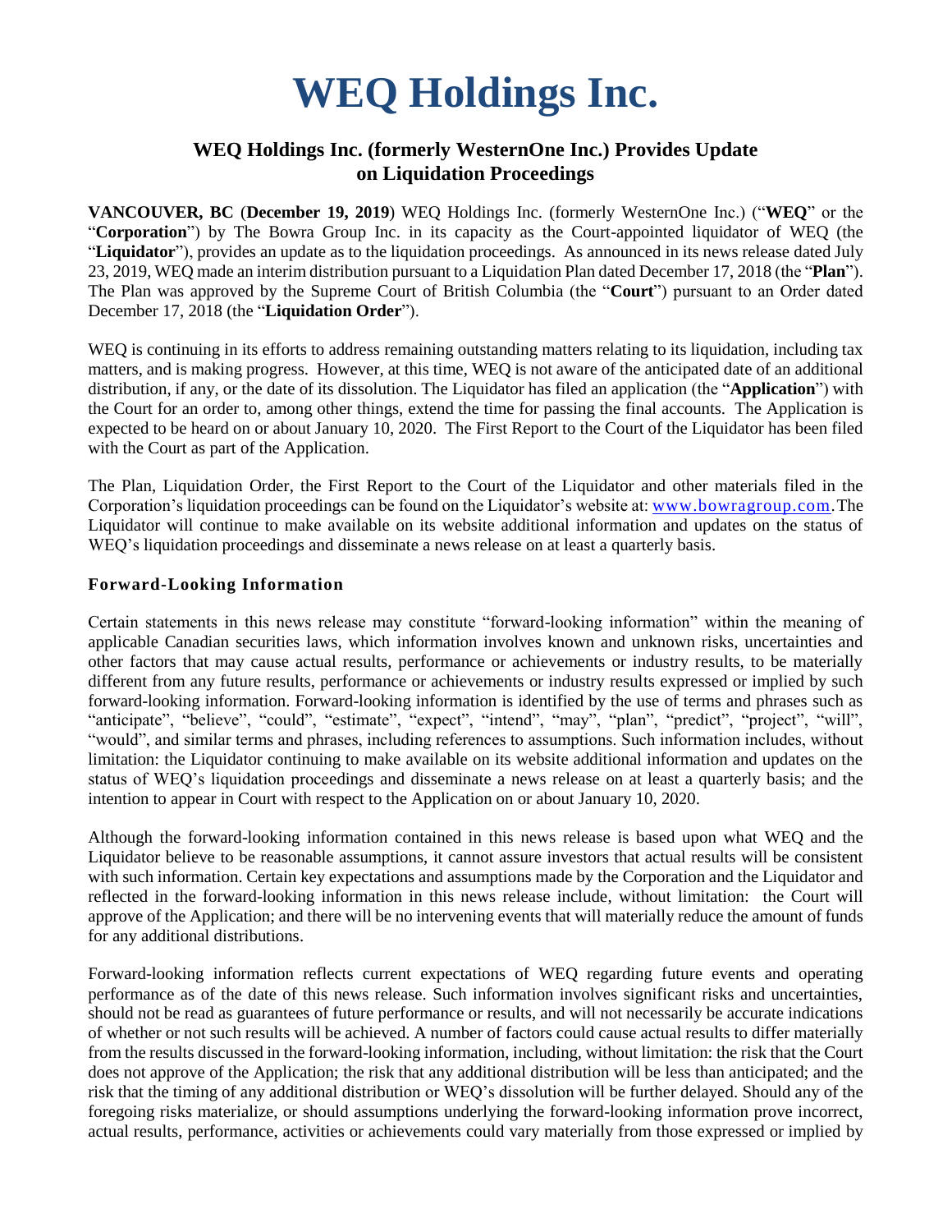# WEQ Holdings Inc.

## WEQ Holdings Inc. (formerly WesternOne Inc.) Provides Update on Liquidation Proceedings

**VANCOUVER, BC** (**December 19, 2019**) WEQ Holdings Inc. (formerly WesternOne Inc.) ("**WEQ**" or the "**Corporation**") by The Bowra Group Inc. in its capacity as the Court-appointed liquidator of WEQ (the "**Liquidator**"), provides an update as to the liquidation proceedings. As announced in its news release dated July 23, 2019, WEQ made an interim distribution pursuant to a Liquidation Plan dated December 17, 2018 (the "**Plan**"). The Plan was approved by the Supreme Court of British Columbia (the "**Court**") pursuant to an Order dated December 17, 2018 (the "**Liquidation Order**").

WEQ is continuing in its efforts to address remaining outstanding matters relating to its liquidation, including tax matters, and is making progress. However, at this time, WEQ is not aware of the anticipated date of an additional distribution, if any, or the date of its dissolution. The Liquidator has filed an application (the "**Application**") with the Court for an order to, among other things, extend the time for passing the final accounts. The Application is expected to be heard on or about January 10, 2020. The First Report to the Court of the Liquidator has been filed with the Court as part of the Application.

The Plan, Liquidation Order, the First Report to the Court of the Liquidator and other materials filed in the Corporation's liquidation proceedings can be found on the Liquidator's website at: www.bowragroup.com. The Liquidator will continue to make available on its website additional information and updates on the status of WEQ's liquidation proceedings and disseminate a news release on at least a quarterly basis.

### Forward-Looking Information

Certain statements in this news release may constitute "forward-looking information" within the meaning of applicable Canadian securities laws, which information involves known and unknown risks, uncertainties and other factors that may cause actual results, performance or achievements or industry results, to be materially different from any future results, performance or achievements or industry results expressed or implied by such forward-looking information. Forward-looking information is identified by the use of terms and phrases such as "anticipate", "believe", "could", "estimate", "expect", "intend", "may", "plan", "predict", "project", "will", "would", and similar terms and phrases, including references to assumptions. Such information includes, without limitation: the Liquidator continuing to make available on its website additional information and updates on the status of WEQ's liquidation proceedings and disseminate a news release on at least a quarterly basis; and the intention to appear in Court with respect to the Application on or about January 10, 2020.

Although the forward-looking information contained in this news release is based upon what WEQ and the Liquidator believe to be reasonable assumptions, it cannot assure investors that actual results will be consistent with such information. Certain key expectations and assumptions made by the Corporation and the Liquidator and reflected in the forward-looking information in this news release include, without limitation: the Court will approve of the Application; and there will be no intervening events that will materially reduce the amount of funds for any additional distributions.

Forward-looking information reflects current expectations of WEQ regarding future events and operating performance as of the date of this news release. Such information involves significant risks and uncertainties, should not be read as guarantees of future performance or results, and will not necessarily be accurate indications of whether or not such results will be achieved. A number of factors could cause actual results to differ materially from the results discussed in the forward-looking information, including, without limitation: the risk that the Court does not approve of the Application; the risk that any additional distribution will be less than anticipated; and the risk that the timing of any additional distribution or WEQ's dissolution will be further delayed. Should any of the foregoing risks materialize, or should assumptions underlying the forward-looking information prove incorrect, actual results, performance, activities or achievements could vary materially from those expressed or implied by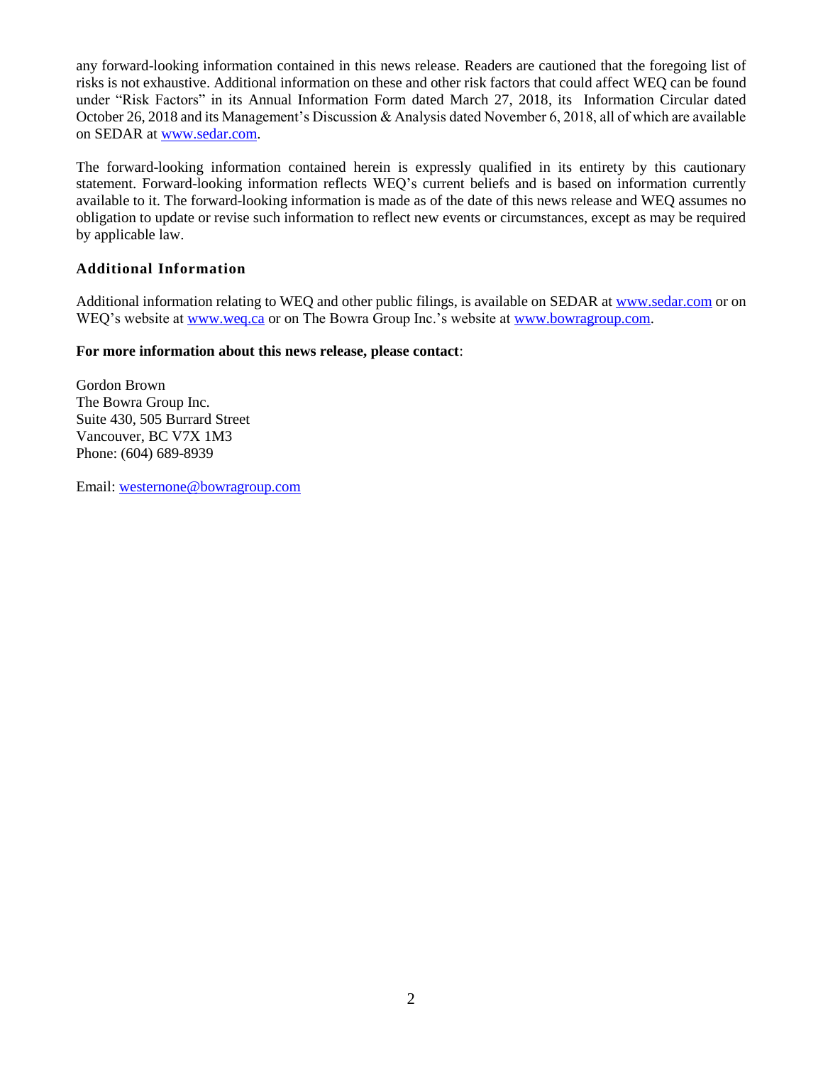any forward-looking information contained in this news release. Readers are cautioned that the foregoing list of risks is not exhaustive. Additional information on these and other risk factors that could affect WEQ can be found under "Risk Factors" in its Annual Information Form dated March 27, 2018, its Information Circular dated October 26, 2018 and its Management's Discussion & Analysis dated November 6, 2018, all of which are available on SEDAR at www.sedar.com.

The forward-looking information contained herein is expressly qualified in its entirety by this cautionary statement. Forward-looking information reflects WEQ's current beliefs and is based on information currently available to it. The forward-looking information is made as of the date of this news release and WEQ assumes no obligation to update or revise such information to reflect new events or circumstances, except as may be required by applicable law.

### Additional Information

Additional information relating to WEQ and other public filings, is available on SEDAR at www.sedar.com or on WEQ's website at www.weq.ca or on The Bowra Group Inc.'s website at www.bowragroup.com.

**For more information about this news release, please contact**:

Gordon Brown
The Bowra Group Inc.
Suite 430, 505 Burrard Street
Vancouver, BC V7X 1M3
Phone: (604) 689-8939

Email: westernone@bowragroup.com